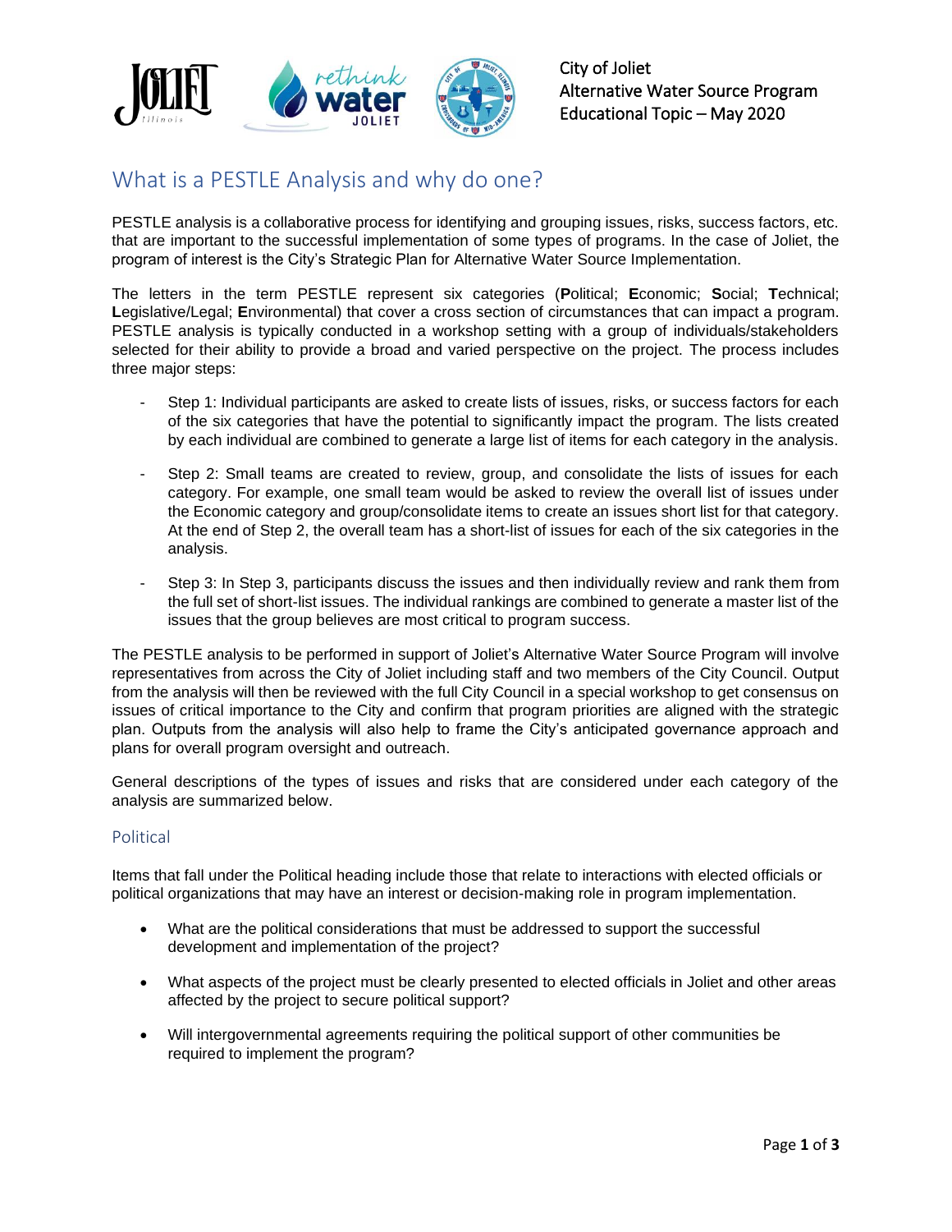City of Joliet
Alternative Water Source Program
Educational Topic – May 2020

# What is a PESTLE Analysis and why do one?

PESTLE analysis is a collaborative process for identifying and grouping issues, risks, success factors, etc. that are important to the successful implementation of some types of programs. In the case of Joliet, the program of interest is the City's Strategic Plan for Alternative Water Source Implementation.

The letters in the term PESTLE represent six categories (**P**olitical; **E**conomic; **S**ocial; **T**echnical; **L**egislative/Legal; **E**nvironmental) that cover a cross section of circumstances that can impact a program. PESTLE analysis is typically conducted in a workshop setting with a group of individuals/stakeholders selected for their ability to provide a broad and varied perspective on the project. The process includes three major steps:

- Step 1: Individual participants are asked to create lists of issues, risks, or success factors for each of the six categories that have the potential to significantly impact the program. The lists created by each individual are combined to generate a large list of items for each category in the analysis.
- Step 2: Small teams are created to review, group, and consolidate the lists of issues for each category. For example, one small team would be asked to review the overall list of issues under the Economic category and group/consolidate items to create an issues short list for that category. At the end of Step 2, the overall team has a short-list of issues for each of the six categories in the analysis.
- Step 3: In Step 3, participants discuss the issues and then individually review and rank them from the full set of short-list issues. The individual rankings are combined to generate a master list of the issues that the group believes are most critical to program success.

The PESTLE analysis to be performed in support of Joliet's Alternative Water Source Program will involve representatives from across the City of Joliet including staff and two members of the City Council. Output from the analysis will then be reviewed with the full City Council in a special workshop to get consensus on issues of critical importance to the City and confirm that program priorities are aligned with the strategic plan. Outputs from the analysis will also help to frame the City's anticipated governance approach and plans for overall program oversight and outreach.

General descriptions of the types of issues and risks that are considered under each category of the analysis are summarized below.

## Political

Items that fall under the Political heading include those that relate to interactions with elected officials or political organizations that may have an interest or decision-making role in program implementation.

- What are the political considerations that must be addressed to support the successful development and implementation of the project?
- What aspects of the project must be clearly presented to elected officials in Joliet and other areas affected by the project to secure political support?
- Will intergovernmental agreements requiring the political support of other communities be required to implement the program?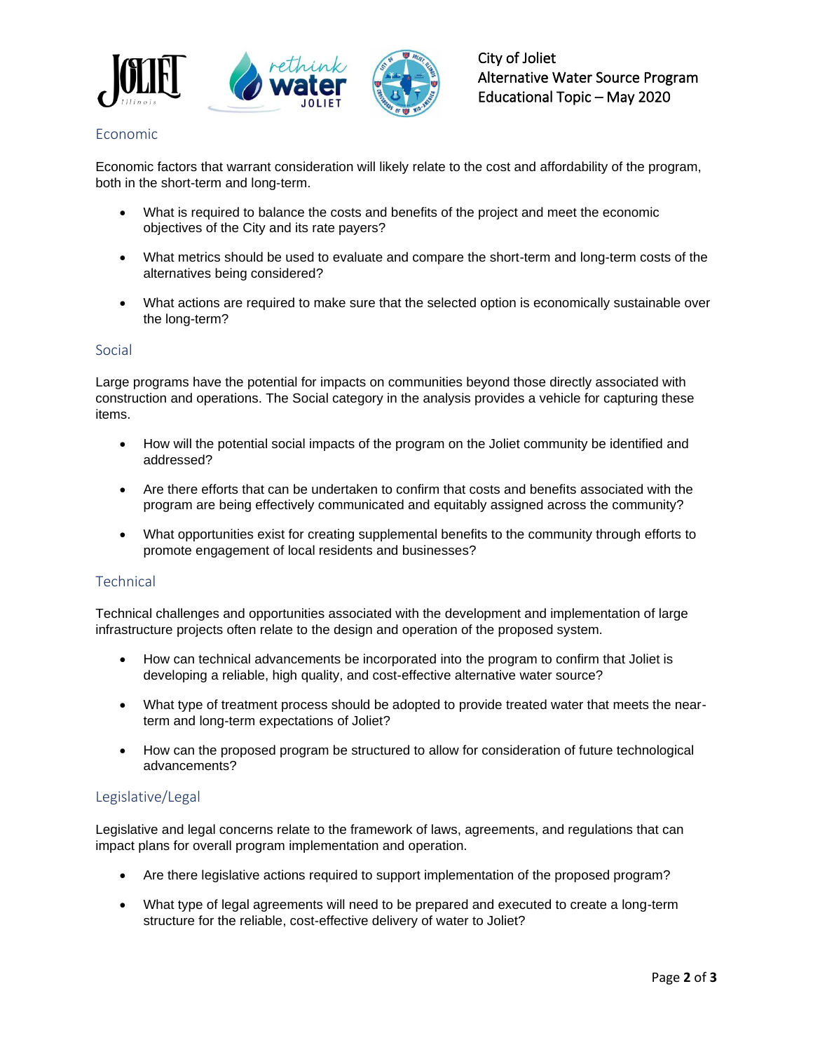## Economic

Economic factors that warrant consideration will likely relate to the cost and affordability of the program, both in the short-term and long-term.

- What is required to balance the costs and benefits of the project and meet the economic objectives of the City and its rate payers?
- What metrics should be used to evaluate and compare the short-term and long-term costs of the alternatives being considered?
- What actions are required to make sure that the selected option is economically sustainable over the long-term?

## Social

Large programs have the potential for impacts on communities beyond those directly associated with construction and operations. The Social category in the analysis provides a vehicle for capturing these items.

- How will the potential social impacts of the program on the Joliet community be identified and addressed?
- Are there efforts that can be undertaken to confirm that costs and benefits associated with the program are being effectively communicated and equitably assigned across the community?
- What opportunities exist for creating supplemental benefits to the community through efforts to promote engagement of local residents and businesses?

## Technical

Technical challenges and opportunities associated with the development and implementation of large infrastructure projects often relate to the design and operation of the proposed system.

- How can technical advancements be incorporated into the program to confirm that Joliet is developing a reliable, high quality, and cost-effective alternative water source?
- What type of treatment process should be adopted to provide treated water that meets the near-term and long-term expectations of Joliet?
- How can the proposed program be structured to allow for consideration of future technological advancements?

## Legislative/Legal

Legislative and legal concerns relate to the framework of laws, agreements, and regulations that can impact plans for overall program implementation and operation.

- Are there legislative actions required to support implementation of the proposed program?
- What type of legal agreements will need to be prepared and executed to create a long-term structure for the reliable, cost-effective delivery of water to Joliet?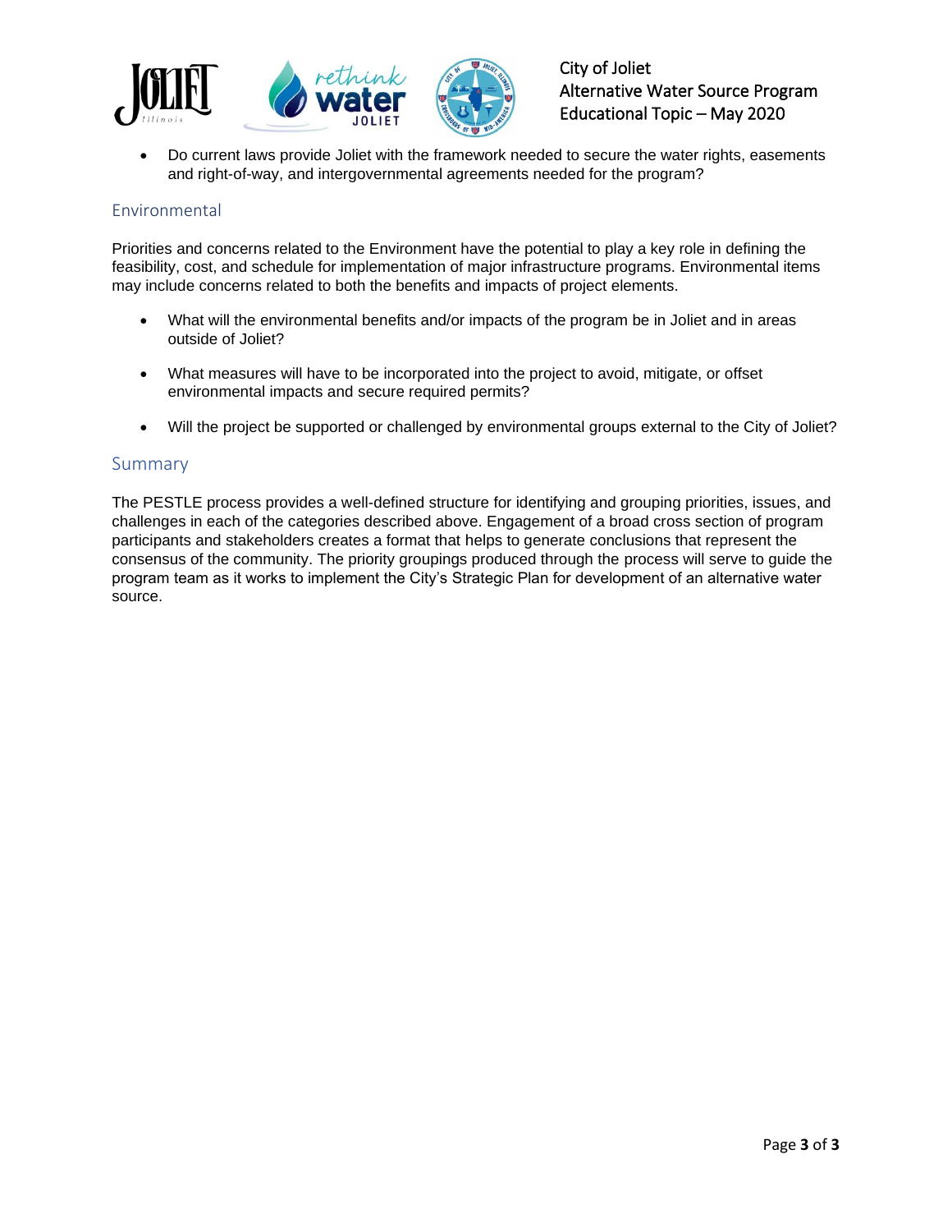- Do current laws provide Joliet with the framework needed to secure the water rights, easements and right-of-way, and intergovernmental agreements needed for the program?

## Environmental

Priorities and concerns related to the Environment have the potential to play a key role in defining the feasibility, cost, and schedule for implementation of major infrastructure programs. Environmental items may include concerns related to both the benefits and impacts of project elements.

- What will the environmental benefits and/or impacts of the program be in Joliet and in areas outside of Joliet?
- What measures will have to be incorporated into the project to avoid, mitigate, or offset environmental impacts and secure required permits?
- Will the project be supported or challenged by environmental groups external to the City of Joliet?

## Summary

The PESTLE process provides a well-defined structure for identifying and grouping priorities, issues, and challenges in each of the categories described above. Engagement of a broad cross section of program participants and stakeholders creates a format that helps to generate conclusions that represent the consensus of the community. The priority groupings produced through the process will serve to guide the program team as it works to implement the City's Strategic Plan for development of an alternative water source.